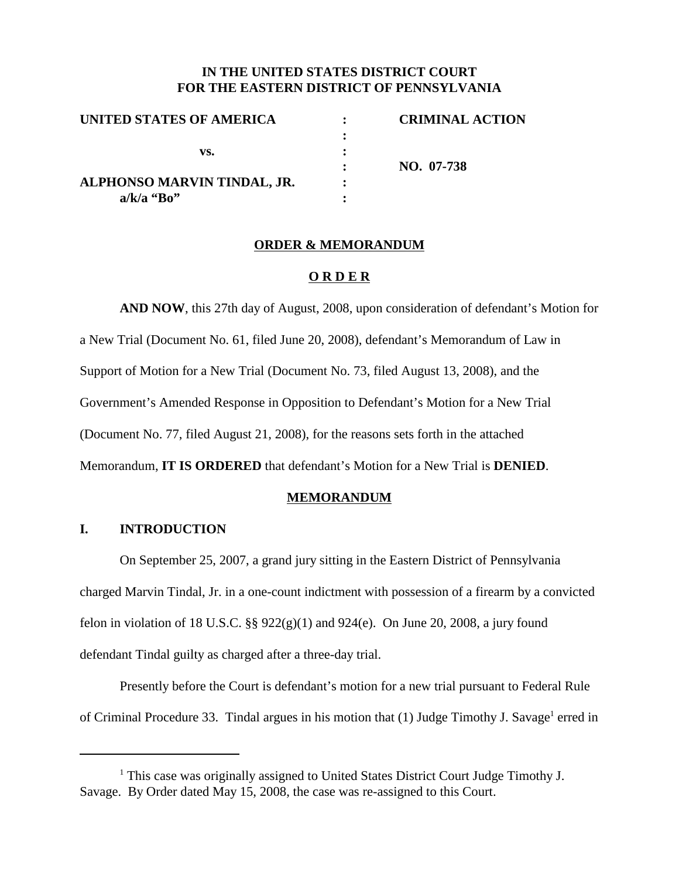**IN THE UNITED STATES DISTRICT COURT**
**FOR THE EASTERN DISTRICT OF PENNSYLVANIA**

| | | |
|---|---|---|
| **UNITED STATES OF AMERICA** | : | **CRIMINAL ACTION** |
| | : | |
| **vs.** | : | |
| | : | **NO. 07-738** |
| **ALPHONSO MARVIN TINDAL, JR.** | : | |
| **a/k/a "Bo"** | : | |

**ORDER & MEMORANDUM**

**O R D E R**

**AND NOW**, this 27th day of August, 2008, upon consideration of defendant's Motion for a New Trial (Document No. 61, filed June 20, 2008), defendant's Memorandum of Law in Support of Motion for a New Trial (Document No. 73, filed August 13, 2008), and the Government's Amended Response in Opposition to Defendant's Motion for a New Trial (Document No. 77, filed August 21, 2008), for the reasons sets forth in the attached Memorandum, **IT IS ORDERED** that defendant's Motion for a New Trial is **DENIED**.

**MEMORANDUM**

## I. INTRODUCTION

On September 25, 2007, a grand jury sitting in the Eastern District of Pennsylvania charged Marvin Tindal, Jr. in a one-count indictment with possession of a firearm by a convicted felon in violation of 18 U.S.C. §§ 922(g)(1) and 924(e). On June 20, 2008, a jury found defendant Tindal guilty as charged after a three-day trial.

Presently before the Court is defendant's motion for a new trial pursuant to Federal Rule of Criminal Procedure 33. Tindal argues in his motion that (1) Judge Timothy J. Savage[1] erred in

---

[1] This case was originally assigned to United States District Court Judge Timothy J. Savage. By Order dated May 15, 2008, the case was re-assigned to this Court.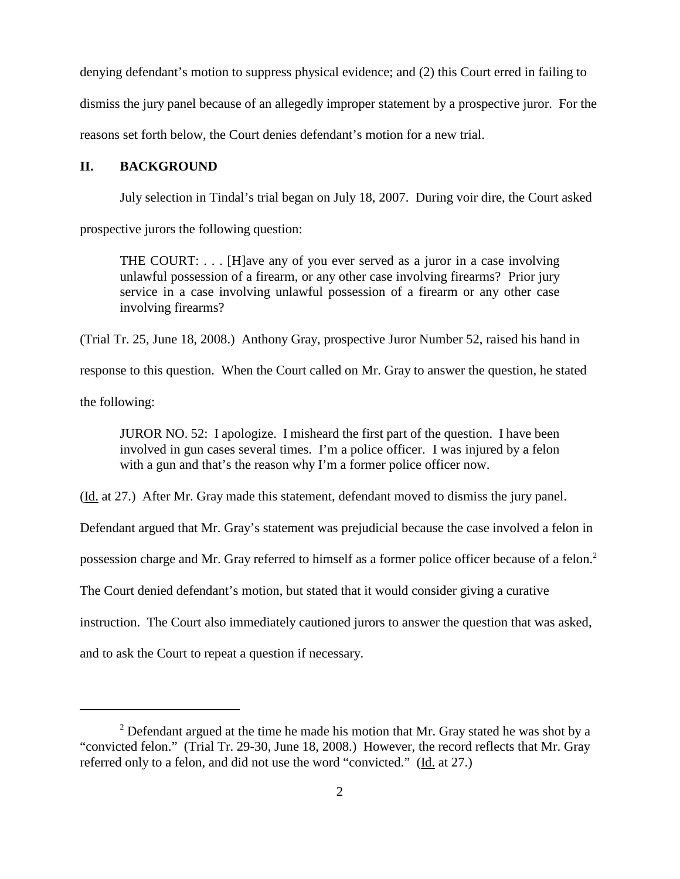denying defendant's motion to suppress physical evidence; and (2) this Court erred in failing to dismiss the jury panel because of an allegedly improper statement by a prospective juror. For the reasons set forth below, the Court denies defendant's motion for a new trial.

## II. BACKGROUND

July selection in Tindal's trial began on July 18, 2007. During voir dire, the Court asked prospective jurors the following question:

> THE COURT: . . . [H]ave any of you ever served as a juror in a case involving unlawful possession of a firearm, or any other case involving firearms? Prior jury service in a case involving unlawful possession of a firearm or any other case involving firearms?

(Trial Tr. 25, June 18, 2008.) Anthony Gray, prospective Juror Number 52, raised his hand in response to this question. When the Court called on Mr. Gray to answer the question, he stated the following:

> JUROR NO. 52: I apologize. I misheard the first part of the question. I have been involved in gun cases several times. I'm a police officer. I was injured by a felon with a gun and that's the reason why I'm a former police officer now.

(Id. at 27.) After Mr. Gray made this statement, defendant moved to dismiss the jury panel. Defendant argued that Mr. Gray's statement was prejudicial because the case involved a felon in possession charge and Mr. Gray referred to himself as a former police officer because of a felon.[2] The Court denied defendant's motion, but stated that it would consider giving a curative instruction. The Court also immediately cautioned jurors to answer the question that was asked, and to ask the Court to repeat a question if necessary.

---

[2] Defendant argued at the time he made his motion that Mr. Gray stated he was shot by a "convicted felon." (Trial Tr. 29-30, June 18, 2008.) However, the record reflects that Mr. Gray referred only to a felon, and did not use the word "convicted." (Id. at 27.)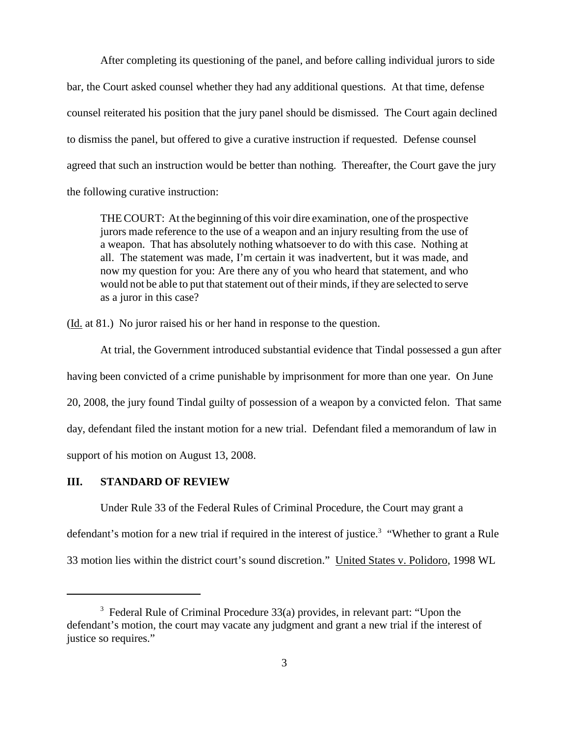After completing its questioning of the panel, and before calling individual jurors to side bar, the Court asked counsel whether they had any additional questions. At that time, defense counsel reiterated his position that the jury panel should be dismissed. The Court again declined to dismiss the panel, but offered to give a curative instruction if requested. Defense counsel agreed that such an instruction would be better than nothing. Thereafter, the Court gave the jury the following curative instruction:

> THE COURT: At the beginning of this voir dire examination, one of the prospective jurors made reference to the use of a weapon and an injury resulting from the use of a weapon. That has absolutely nothing whatsoever to do with this case. Nothing at all. The statement was made, I'm certain it was inadvertent, but it was made, and now my question for you: Are there any of you who heard that statement, and who would not be able to put that statement out of their minds, if they are selected to serve as a juror in this case?

(Id. at 81.) No juror raised his or her hand in response to the question.

At trial, the Government introduced substantial evidence that Tindal possessed a gun after having been convicted of a crime punishable by imprisonment for more than one year. On June 20, 2008, the jury found Tindal guilty of possession of a weapon by a convicted felon. That same day, defendant filed the instant motion for a new trial. Defendant filed a memorandum of law in support of his motion on August 13, 2008.

## III. STANDARD OF REVIEW

Under Rule 33 of the Federal Rules of Criminal Procedure, the Court may grant a defendant's motion for a new trial if required in the interest of justice.[3] "Whether to grant a Rule 33 motion lies within the district court's sound discretion." United States v. Polidoro, 1998 WL

---

[3] Federal Rule of Criminal Procedure 33(a) provides, in relevant part: "Upon the defendant's motion, the court may vacate any judgment and grant a new trial if the interest of justice so requires."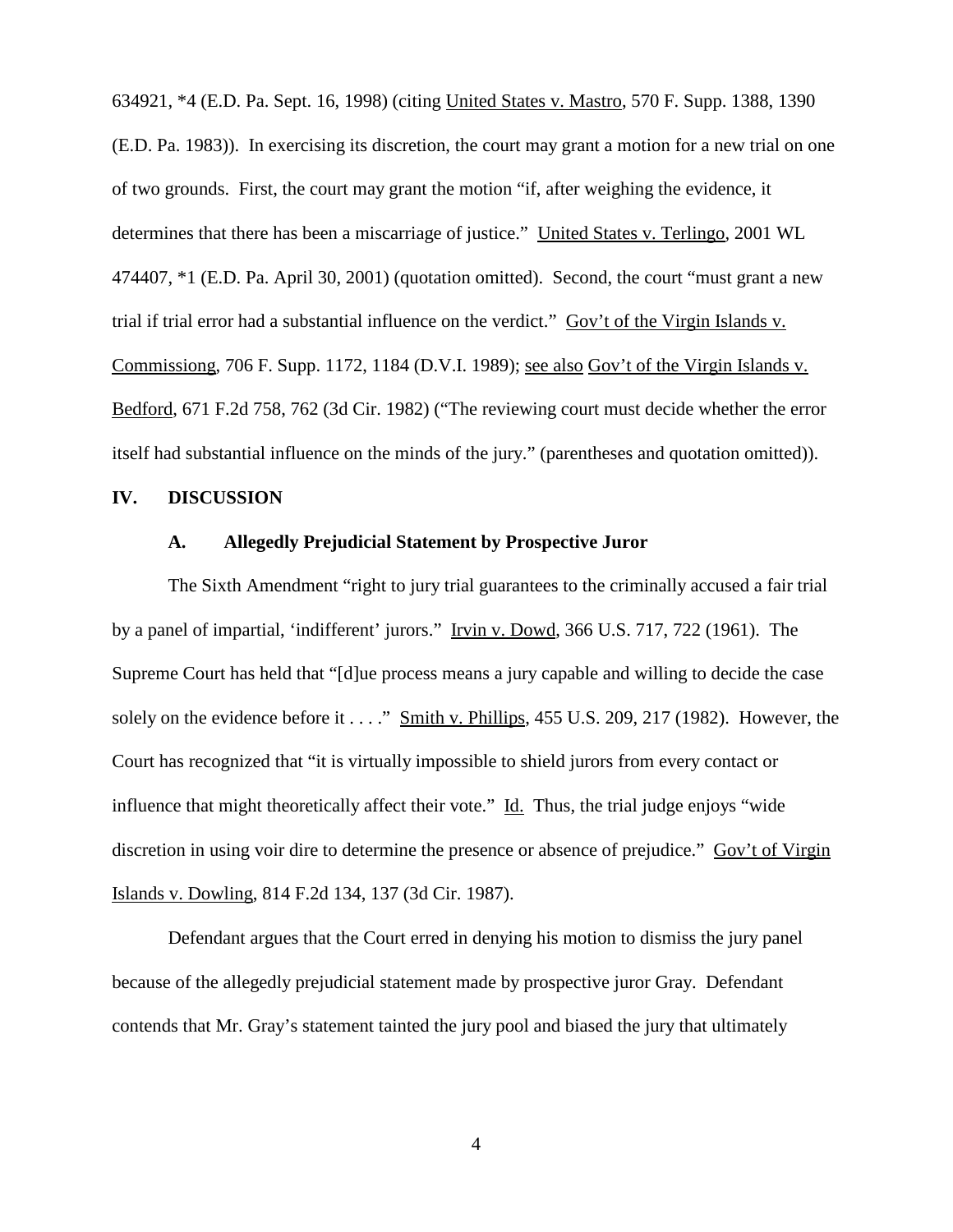634921, *4 (E.D. Pa. Sept. 16, 1998) (citing United States v. Mastro, 570 F. Supp. 1388, 1390 (E.D. Pa. 1983)). In exercising its discretion, the court may grant a motion for a new trial on one of two grounds. First, the court may grant the motion "if, after weighing the evidence, it determines that there has been a miscarriage of justice." United States v. Terlingo, 2001 WL 474407, *1 (E.D. Pa. April 30, 2001) (quotation omitted). Second, the court "must grant a new trial if trial error had a substantial influence on the verdict." Gov't of the Virgin Islands v. Commissiong, 706 F. Supp. 1172, 1184 (D.V.I. 1989); see also Gov't of the Virgin Islands v. Bedford, 671 F.2d 758, 762 (3d Cir. 1982) ("The reviewing court must decide whether the error itself had substantial influence on the minds of the jury." (parentheses and quotation omitted)).

## IV. DISCUSSION

### A. Allegedly Prejudicial Statement by Prospective Juror

The Sixth Amendment "right to jury trial guarantees to the criminally accused a fair trial by a panel of impartial, 'indifferent' jurors." Irvin v. Dowd, 366 U.S. 717, 722 (1961). The Supreme Court has held that "[d]ue process means a jury capable and willing to decide the case solely on the evidence before it . . . ." Smith v. Phillips, 455 U.S. 209, 217 (1982). However, the Court has recognized that "it is virtually impossible to shield jurors from every contact or influence that might theoretically affect their vote." Id. Thus, the trial judge enjoys "wide discretion in using voir dire to determine the presence or absence of prejudice." Gov't of Virgin Islands v. Dowling, 814 F.2d 134, 137 (3d Cir. 1987).

Defendant argues that the Court erred in denying his motion to dismiss the jury panel because of the allegedly prejudicial statement made by prospective juror Gray. Defendant contends that Mr. Gray's statement tainted the jury pool and biased the jury that ultimately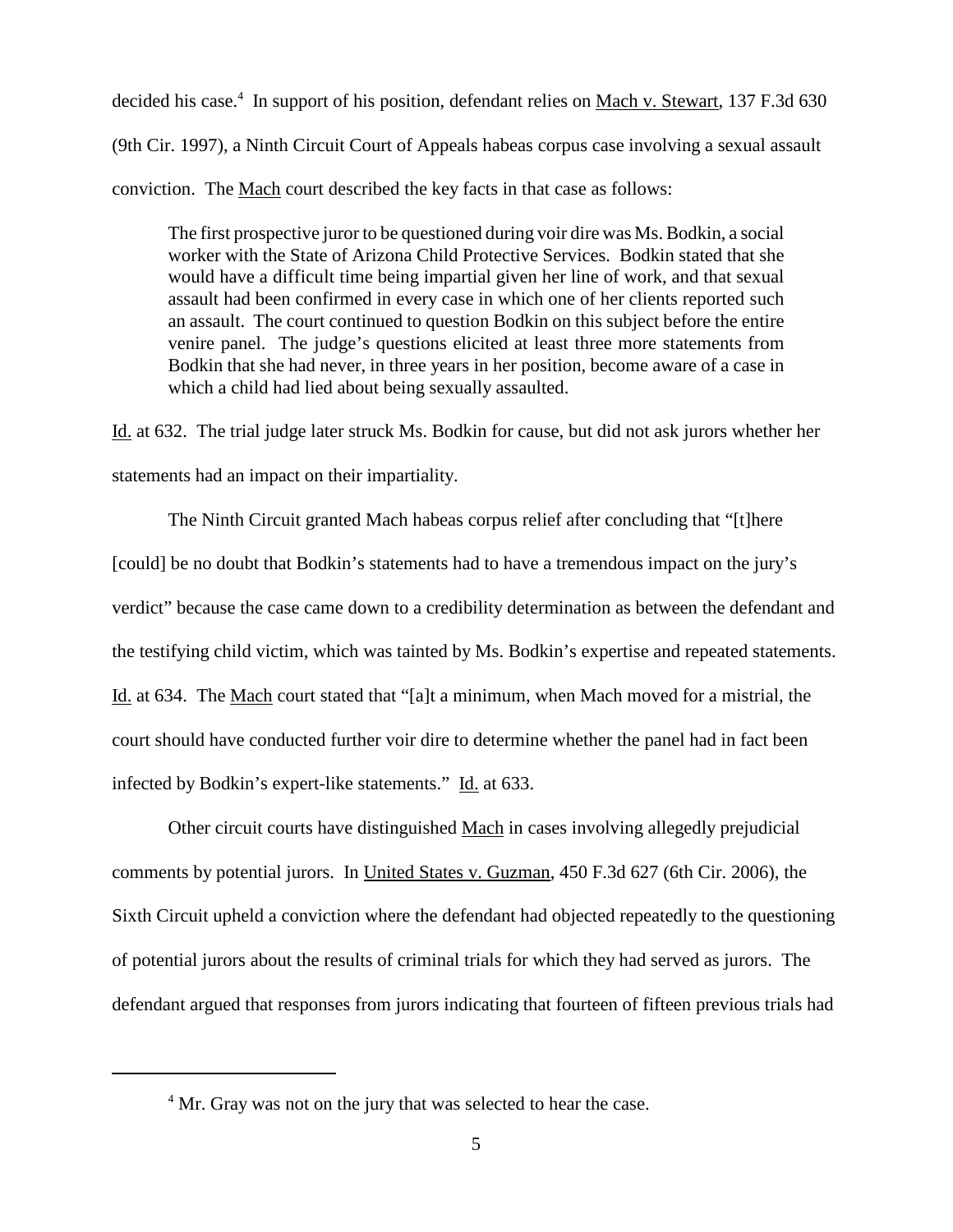decided his case.[4] In support of his position, defendant relies on Mach v. Stewart, 137 F.3d 630 (9th Cir. 1997), a Ninth Circuit Court of Appeals habeas corpus case involving a sexual assault conviction. The Mach court described the key facts in that case as follows:

> The first prospective juror to be questioned during voir dire was Ms. Bodkin, a social worker with the State of Arizona Child Protective Services. Bodkin stated that she would have a difficult time being impartial given her line of work, and that sexual assault had been confirmed in every case in which one of her clients reported such an assault. The court continued to question Bodkin on this subject before the entire venire panel. The judge's questions elicited at least three more statements from Bodkin that she had never, in three years in her position, become aware of a case in which a child had lied about being sexually assaulted.

Id. at 632. The trial judge later struck Ms. Bodkin for cause, but did not ask jurors whether her statements had an impact on their impartiality.

The Ninth Circuit granted Mach habeas corpus relief after concluding that "[t]here [could] be no doubt that Bodkin's statements had to have a tremendous impact on the jury's verdict" because the case came down to a credibility determination as between the defendant and the testifying child victim, which was tainted by Ms. Bodkin's expertise and repeated statements. Id. at 634. The Mach court stated that "[a]t a minimum, when Mach moved for a mistrial, the court should have conducted further voir dire to determine whether the panel had in fact been infected by Bodkin's expert-like statements." Id. at 633.

Other circuit courts have distinguished Mach in cases involving allegedly prejudicial comments by potential jurors. In United States v. Guzman, 450 F.3d 627 (6th Cir. 2006), the Sixth Circuit upheld a conviction where the defendant had objected repeatedly to the questioning of potential jurors about the results of criminal trials for which they had served as jurors. The defendant argued that responses from jurors indicating that fourteen of fifteen previous trials had

[4] Mr. Gray was not on the jury that was selected to hear the case.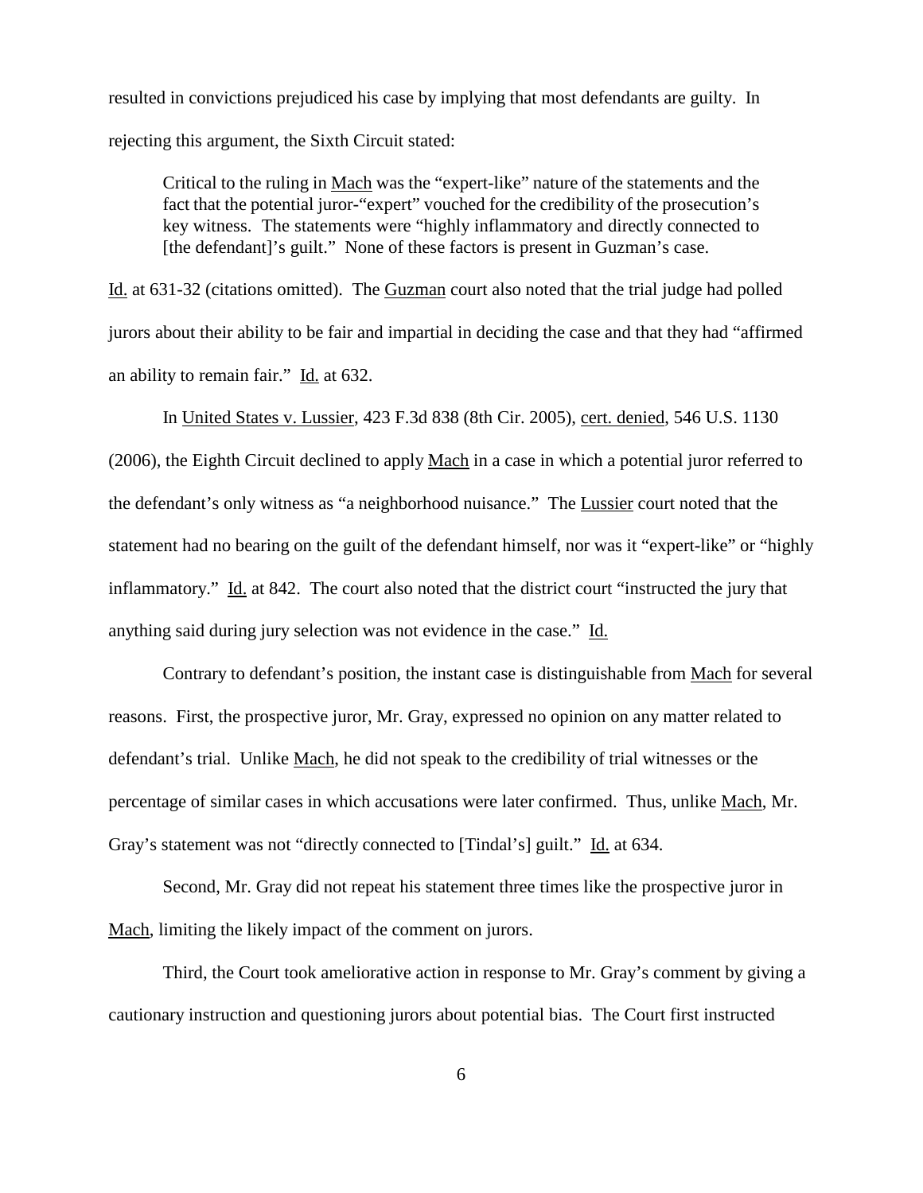resulted in convictions prejudiced his case by implying that most defendants are guilty. In rejecting this argument, the Sixth Circuit stated:

> Critical to the ruling in Mach was the "expert-like" nature of the statements and the fact that the potential juror-"expert" vouched for the credibility of the prosecution's key witness. The statements were "highly inflammatory and directly connected to [the defendant]'s guilt." None of these factors is present in Guzman's case.

Id. at 631-32 (citations omitted). The Guzman court also noted that the trial judge had polled jurors about their ability to be fair and impartial in deciding the case and that they had "affirmed an ability to remain fair." Id. at 632.

In United States v. Lussier, 423 F.3d 838 (8th Cir. 2005), cert. denied, 546 U.S. 1130 (2006), the Eighth Circuit declined to apply Mach in a case in which a potential juror referred to the defendant's only witness as "a neighborhood nuisance." The Lussier court noted that the statement had no bearing on the guilt of the defendant himself, nor was it "expert-like" or "highly inflammatory." Id. at 842. The court also noted that the district court "instructed the jury that anything said during jury selection was not evidence in the case." Id.

Contrary to defendant's position, the instant case is distinguishable from Mach for several reasons. First, the prospective juror, Mr. Gray, expressed no opinion on any matter related to defendant's trial. Unlike Mach, he did not speak to the credibility of trial witnesses or the percentage of similar cases in which accusations were later confirmed. Thus, unlike Mach, Mr. Gray's statement was not "directly connected to [Tindal's] guilt." Id. at 634.

Second, Mr. Gray did not repeat his statement three times like the prospective juror in Mach, limiting the likely impact of the comment on jurors.

Third, the Court took ameliorative action in response to Mr. Gray's comment by giving a cautionary instruction and questioning jurors about potential bias. The Court first instructed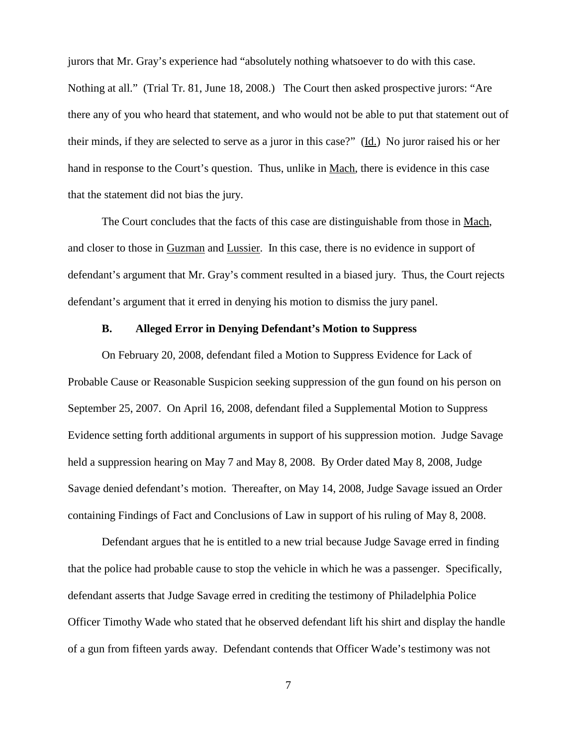jurors that Mr. Gray's experience had "absolutely nothing whatsoever to do with this case. Nothing at all." (Trial Tr. 81, June 18, 2008.) The Court then asked prospective jurors: "Are there any of you who heard that statement, and who would not be able to put that statement out of their minds, if they are selected to serve as a juror in this case?" (Id.) No juror raised his or her hand in response to the Court's question. Thus, unlike in Mach, there is evidence in this case that the statement did not bias the jury.

The Court concludes that the facts of this case are distinguishable from those in Mach, and closer to those in Guzman and Lussier. In this case, there is no evidence in support of defendant's argument that Mr. Gray's comment resulted in a biased jury. Thus, the Court rejects defendant's argument that it erred in denying his motion to dismiss the jury panel.

### B. Alleged Error in Denying Defendant's Motion to Suppress

On February 20, 2008, defendant filed a Motion to Suppress Evidence for Lack of Probable Cause or Reasonable Suspicion seeking suppression of the gun found on his person on September 25, 2007. On April 16, 2008, defendant filed a Supplemental Motion to Suppress Evidence setting forth additional arguments in support of his suppression motion. Judge Savage held a suppression hearing on May 7 and May 8, 2008. By Order dated May 8, 2008, Judge Savage denied defendant's motion. Thereafter, on May 14, 2008, Judge Savage issued an Order containing Findings of Fact and Conclusions of Law in support of his ruling of May 8, 2008.

Defendant argues that he is entitled to a new trial because Judge Savage erred in finding that the police had probable cause to stop the vehicle in which he was a passenger. Specifically, defendant asserts that Judge Savage erred in crediting the testimony of Philadelphia Police Officer Timothy Wade who stated that he observed defendant lift his shirt and display the handle of a gun from fifteen yards away. Defendant contends that Officer Wade's testimony was not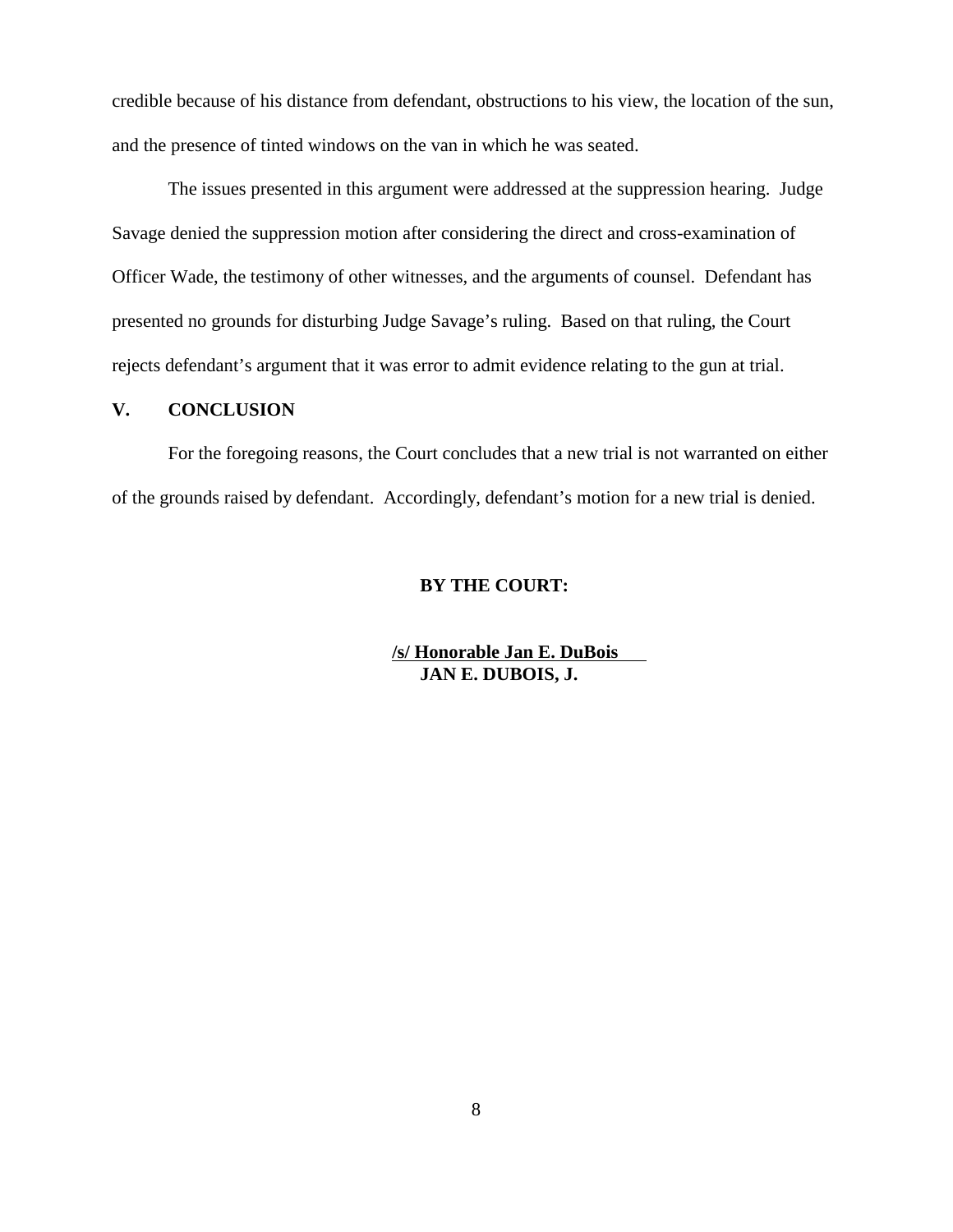credible because of his distance from defendant, obstructions to his view, the location of the sun, and the presence of tinted windows on the van in which he was seated.

The issues presented in this argument were addressed at the suppression hearing. Judge Savage denied the suppression motion after considering the direct and cross-examination of Officer Wade, the testimony of other witnesses, and the arguments of counsel. Defendant has presented no grounds for disturbing Judge Savage's ruling. Based on that ruling, the Court rejects defendant's argument that it was error to admit evidence relating to the gun at trial.

## V. CONCLUSION

For the foregoing reasons, the Court concludes that a new trial is not warranted on either of the grounds raised by defendant. Accordingly, defendant's motion for a new trial is denied.

**BY THE COURT:**

**/s/ Honorable Jan E. DuBois**
**JAN E. DUBOIS, J.**